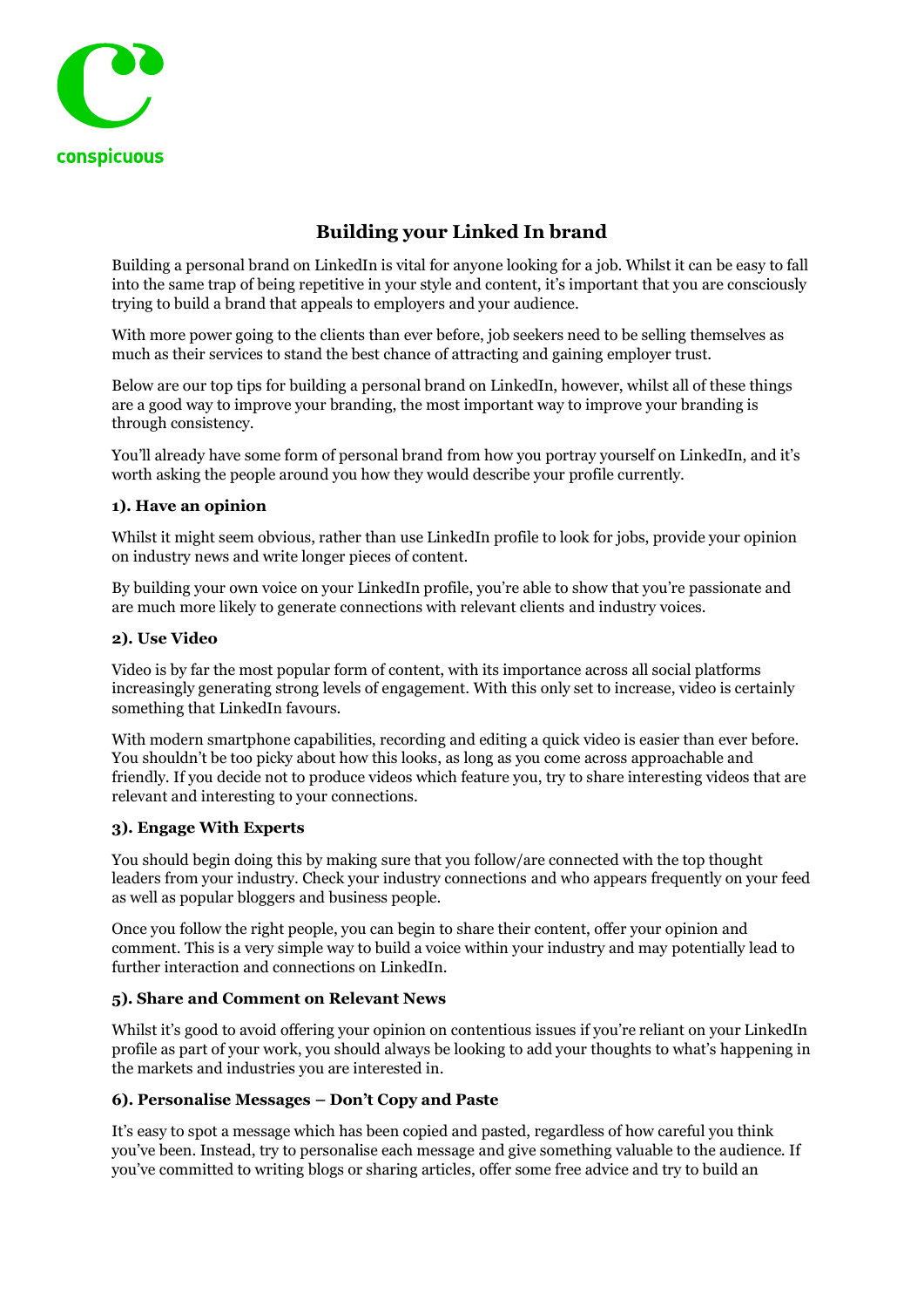conspicuous

# Building your Linked In brand

Building a personal brand on LinkedIn is vital for anyone looking for a job. Whilst it can be easy to fall into the same trap of being repetitive in your style and content, it's important that you are consciously trying to build a brand that appeals to employers and your audience.

With more power going to the clients than ever before, job seekers need to be selling themselves as much as their services to stand the best chance of attracting and gaining employer trust.

Below are our top tips for building a personal brand on LinkedIn, however, whilst all of these things are a good way to improve your branding, the most important way to improve your branding is through consistency.

You'll already have some form of personal brand from how you portray yourself on LinkedIn, and it's worth asking the people around you how they would describe your profile currently.

### 1). Have an opinion

Whilst it might seem obvious, rather than use LinkedIn profile to look for jobs, provide your opinion on industry news and write longer pieces of content.

By building your own voice on your LinkedIn profile, you're able to show that you're passionate and are much more likely to generate connections with relevant clients and industry voices.

### 2). Use Video

Video is by far the most popular form of content, with its importance across all social platforms increasingly generating strong levels of engagement. With this only set to increase, video is certainly something that LinkedIn favours.

With modern smartphone capabilities, recording and editing a quick video is easier than ever before. You shouldn't be too picky about how this looks, as long as you come across approachable and friendly. If you decide not to produce videos which feature you, try to share interesting videos that are relevant and interesting to your connections.

### 3). Engage With Experts

You should begin doing this by making sure that you follow/are connected with the top thought leaders from your industry. Check your industry connections and who appears frequently on your feed as well as popular bloggers and business people.

Once you follow the right people, you can begin to share their content, offer your opinion and comment. This is a very simple way to build a voice within your industry and may potentially lead to further interaction and connections on LinkedIn.

### 5). Share and Comment on Relevant News

Whilst it's good to avoid offering your opinion on contentious issues if you're reliant on your LinkedIn profile as part of your work, you should always be looking to add your thoughts to what's happening in the markets and industries you are interested in.

### 6). Personalise Messages – Don't Copy and Paste

It's easy to spot a message which has been copied and pasted, regardless of how careful you think you've been. Instead, try to personalise each message and give something valuable to the audience. If you've committed to writing blogs or sharing articles, offer some free advice and try to build an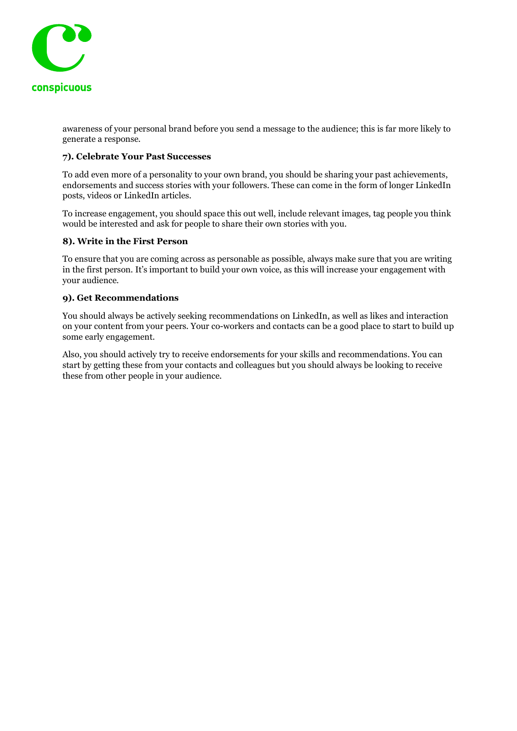awareness of your personal brand before you send a message to the audience; this is far more likely to generate a response.

### 7). Celebrate Your Past Successes

To add even more of a personality to your own brand, you should be sharing your past achievements, endorsements and success stories with your followers. These can come in the form of longer LinkedIn posts, videos or LinkedIn articles.

To increase engagement, you should space this out well, include relevant images, tag people you think would be interested and ask for people to share their own stories with you.

### 8). Write in the First Person

To ensure that you are coming across as personable as possible, always make sure that you are writing in the first person. It's important to build your own voice, as this will increase your engagement with your audience.

### 9). Get Recommendations

You should always be actively seeking recommendations on LinkedIn, as well as likes and interaction on your content from your peers. Your co-workers and contacts can be a good place to start to build up some early engagement.

Also, you should actively try to receive endorsements for your skills and recommendations. You can start by getting these from your contacts and colleagues but you should always be looking to receive these from other people in your audience.